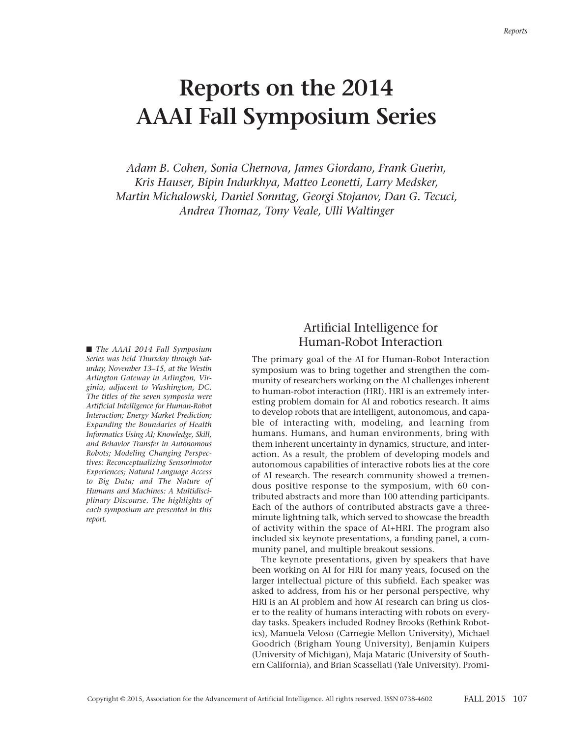# Reports on the 2014 AAAI Fall Symposium Series

*Adam B. Cohen, Sonia Chernova, James Giordano, Frank Guerin, Kris Hauser, Bipin Indurkhya, Matteo Leonetti, Larry Medsker, Martin Michalowski, Daniel Sonntag, Georgi Stojanov, Dan G. Tecuci, Andrea Thomaz, Tony Veale, Ulli Waltinger*

■ *The AAAI 2014 Fall Symposium Series was held Thursday through Saturday, November 13–15, at the Westin Arlington Gateway in Arlington, Virginia, adjacent to Washington, DC. The titles of the seven symposia were Artificial Intelligence for Human-Robot Interaction; Energy Market Prediction; Expanding the Boundaries of Health Informatics Using AI; Knowledge, Skill, and Behavior Transfer in Autonomous Robots; Modeling Changing Perspectives: Reconceptualizing Sensorimotor Experiences; Natural Language Access to Big Data; and The Nature of Humans and Machines: A Multidisciplinary Discourse. The highlights of each symposium are presented in this report.*

## Artificial Intelligence for Human-Robot Interaction

The primary goal of the AI for Human-Robot Interaction symposium was to bring together and strengthen the community of researchers working on the AI challenges inherent to human-robot interaction (HRI). HRI is an extremely interesting problem domain for AI and robotics research. It aims to develop robots that are intelligent, autonomous, and capable of interacting with, modeling, and learning from humans. Humans, and human environments, bring with them inherent uncertainty in dynamics, structure, and interaction. As a result, the problem of developing models and autonomous capabilities of interactive robots lies at the core of AI research. The research community showed a tremendous positive response to the symposium, with 60 contributed abstracts and more than 100 attending participants. Each of the authors of contributed abstracts gave a three-minute lightning talk, which served to showcase the breadth of activity within the space of AI+HRI. The program also included six keynote presentations, a funding panel, a community panel, and multiple breakout sessions.

The keynote presentations, given by speakers that have been working on AI for HRI for many years, focused on the larger intellectual picture of this subfield. Each speaker was asked to address, from his or her personal perspective, why HRI is an AI problem and how AI research can bring us closer to the reality of humans interacting with robots on everyday tasks. Speakers included Rodney Brooks (Rethink Robotics), Manuela Veloso (Carnegie Mellon University), Michael Goodrich (Brigham Young University), Benjamin Kuipers (University of Michigan), Maja Mataric (University of Southern California), and Brian Scassellati (Yale University). Promi-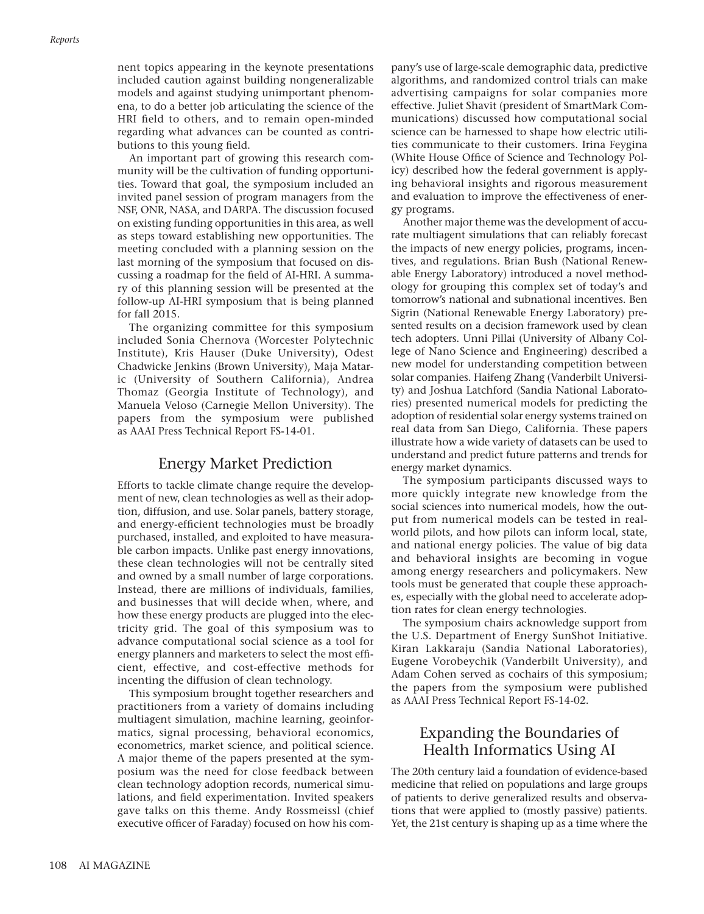nent topics appearing in the keynote presentations included caution against building nongeneralizable models and against studying unimportant phenomena, to do a better job articulating the science of the HRI field to others, and to remain open-minded regarding what advances can be counted as contributions to this young field.

An important part of growing this research community will be the cultivation of funding opportunities. Toward that goal, the symposium included an invited panel session of program managers from the NSF, ONR, NASA, and DARPA. The discussion focused on existing funding opportunities in this area, as well as steps toward establishing new opportunities. The meeting concluded with a planning session on the last morning of the symposium that focused on discussing a roadmap for the field of AI-HRI. A summary of this planning session will be presented at the follow-up AI-HRI symposium that is being planned for fall 2015.

The organizing committee for this symposium included Sonia Chernova (Worcester Polytechnic Institute), Kris Hauser (Duke University), Odest Chadwicke Jenkins (Brown University), Maja Mataric (University of Southern California), Andrea Thomaz (Georgia Institute of Technology), and Manuela Veloso (Carnegie Mellon University). The papers from the symposium were published as AAAI Press Technical Report FS-14-01.

## Energy Market Prediction

Efforts to tackle climate change require the development of new, clean technologies as well as their adoption, diffusion, and use. Solar panels, battery storage, and energy-efficient technologies must be broadly purchased, installed, and exploited to have measurable carbon impacts. Unlike past energy innovations, these clean technologies will not be centrally sited and owned by a small number of large corporations. Instead, there are millions of individuals, families, and businesses that will decide when, where, and how these energy products are plugged into the electricity grid. The goal of this symposium was to advance computational social science as a tool for energy planners and marketers to select the most efficient, effective, and cost-effective methods for incenting the diffusion of clean technology.

This symposium brought together researchers and practitioners from a variety of domains including multiagent simulation, machine learning, geoinformatics, signal processing, behavioral economics, econometrics, market science, and political science. A major theme of the papers presented at the symposium was the need for close feedback between clean technology adoption records, numerical simulations, and field experimentation. Invited speakers gave talks on this theme. Andy Rossmeissl (chief executive officer of Faraday) focused on how his company's use of large-scale demographic data, predictive algorithms, and randomized control trials can make advertising campaigns for solar companies more effective. Juliet Shavit (president of SmartMark Communications) discussed how computational social science can be harnessed to shape how electric utilities communicate to their customers. Irina Feygina (White House Office of Science and Technology Policy) described how the federal government is applying behavioral insights and rigorous measurement and evaluation to improve the effectiveness of energy programs.

Another major theme was the development of accurate multiagent simulations that can reliably forecast the impacts of new energy policies, programs, incentives, and regulations. Brian Bush (National Renewable Energy Laboratory) introduced a novel methodology for grouping this complex set of today's and tomorrow's national and subnational incentives. Ben Sigrin (National Renewable Energy Laboratory) presented results on a decision framework used by clean tech adopters. Unni Pillai (University of Albany College of Nano Science and Engineering) described a new model for understanding competition between solar companies. Haifeng Zhang (Vanderbilt University) and Joshua Latchford (Sandia National Laboratories) presented numerical models for predicting the adoption of residential solar energy systems trained on real data from San Diego, California. These papers illustrate how a wide variety of datasets can be used to understand and predict future patterns and trends for energy market dynamics.

The symposium participants discussed ways to more quickly integrate new knowledge from the social sciences into numerical models, how the output from numerical models can be tested in real-world pilots, and how pilots can inform local, state, and national energy policies. The value of big data and behavioral insights are becoming in vogue among energy researchers and policymakers. New tools must be generated that couple these approaches, especially with the global need to accelerate adoption rates for clean energy technologies.

The symposium chairs acknowledge support from the U.S. Department of Energy SunShot Initiative. Kiran Lakkaraju (Sandia National Laboratories), Eugene Vorobeychik (Vanderbilt University), and Adam Cohen served as cochairs of this symposium; the papers from the symposium were published as AAAI Press Technical Report FS-14-02.

## Expanding the Boundaries of Health Informatics Using AI

The 20th century laid a foundation of evidence-based medicine that relied on populations and large groups of patients to derive generalized results and observations that were applied to (mostly passive) patients. Yet, the 21st century is shaping up as a time where the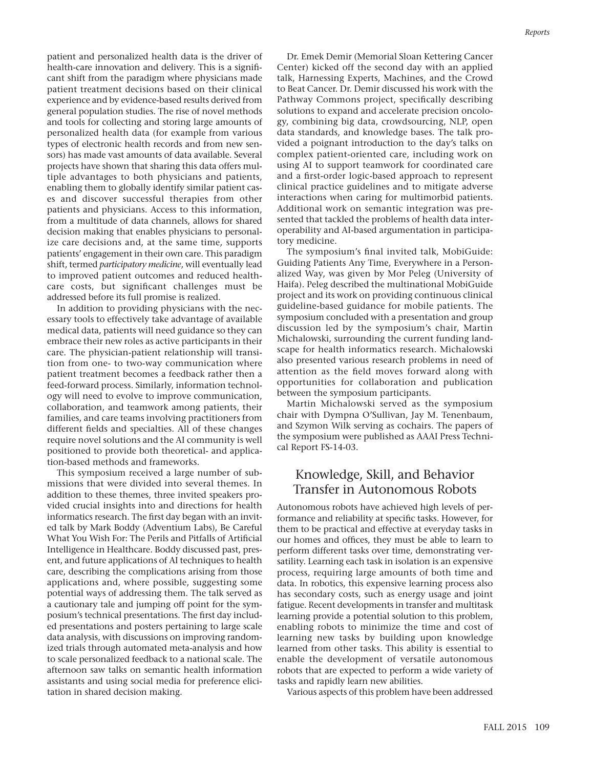patient and personalized health data is the driver of health-care innovation and delivery. This is a significant shift from the paradigm where physicians made patient treatment decisions based on their clinical experience and by evidence-based results derived from general population studies. The rise of novel methods and tools for collecting and storing large amounts of personalized health data (for example from various types of electronic health records and from new sensors) has made vast amounts of data available. Several projects have shown that sharing this data offers multiple advantages to both physicians and patients, enabling them to globally identify similar patient cases and discover successful therapies from other patients and physicians. Access to this information, from a multitude of data channels, allows for shared decision making that enables physicians to personalize care decisions and, at the same time, supports patients' engagement in their own care. This paradigm shift, termed *participatory medicine*, will eventually lead to improved patient outcomes and reduced healthcare costs, but significant challenges must be addressed before its full promise is realized.

In addition to providing physicians with the necessary tools to effectively take advantage of available medical data, patients will need guidance so they can embrace their new roles as active participants in their care. The physician-patient relationship will transition from one- to two-way communication where patient treatment becomes a feedback rather then a feed-forward process. Similarly, information technology will need to evolve to improve communication, collaboration, and teamwork among patients, their families, and care teams involving practitioners from different fields and specialties. All of these changes require novel solutions and the AI community is well positioned to provide both theoretical- and application-based methods and frameworks.

This symposium received a large number of submissions that were divided into several themes. In addition to these themes, three invited speakers provided crucial insights into and directions for health informatics research. The first day began with an invited talk by Mark Boddy (Adventium Labs), Be Careful What You Wish For: The Perils and Pitfalls of Artificial Intelligence in Healthcare. Boddy discussed past, present, and future applications of AI techniques to health care, describing the complications arising from those applications and, where possible, suggesting some potential ways of addressing them. The talk served as a cautionary tale and jumping off point for the symposium's technical presentations. The first day included presentations and posters pertaining to large scale data analysis, with discussions on improving randomized trials through automated meta-analysis and how to scale personalized feedback to a national scale. The afternoon saw talks on semantic health information assistants and using social media for preference elicitation in shared decision making.

Dr. Emek Demir (Memorial Sloan Kettering Cancer Center) kicked off the second day with an applied talk, Harnessing Experts, Machines, and the Crowd to Beat Cancer. Dr. Demir discussed his work with the Pathway Commons project, specifically describing solutions to expand and accelerate precision oncology, combining big data, crowdsourcing, NLP, open data standards, and knowledge bases. The talk provided a poignant introduction to the day's talks on complex patient-oriented care, including work on using AI to support teamwork for coordinated care and a first-order logic-based approach to represent clinical practice guidelines and to mitigate adverse interactions when caring for multimorbid patients. Additional work on semantic integration was presented that tackled the problems of health data interoperability and AI-based argumentation in participatory medicine.

The symposium's final invited talk, MobiGuide: Guiding Patients Any Time, Everywhere in a Personalized Way, was given by Mor Peleg (University of Haifa). Peleg described the multinational MobiGuide project and its work on providing continuous clinical guideline-based guidance for mobile patients. The symposium concluded with a presentation and group discussion led by the symposium's chair, Martin Michalowski, surrounding the current funding landscape for health informatics research. Michalowski also presented various research problems in need of attention as the field moves forward along with opportunities for collaboration and publication between the symposium participants.

Martin Michalowski served as the symposium chair with Dympna O'Sullivan, Jay M. Tenenbaum, and Szymon Wilk serving as cochairs. The papers of the symposium were published as AAAI Press Technical Report FS-14-03.

## Knowledge, Skill, and Behavior Transfer in Autonomous Robots

Autonomous robots have achieved high levels of performance and reliability at specific tasks. However, for them to be practical and effective at everyday tasks in our homes and offices, they must be able to learn to perform different tasks over time, demonstrating versatility. Learning each task in isolation is an expensive process, requiring large amounts of both time and data. In robotics, this expensive learning process also has secondary costs, such as energy usage and joint fatigue. Recent developments in transfer and multitask learning provide a potential solution to this problem, enabling robots to minimize the time and cost of learning new tasks by building upon knowledge learned from other tasks. This ability is essential to enable the development of versatile autonomous robots that are expected to perform a wide variety of tasks and rapidly learn new abilities.

Various aspects of this problem have been addressed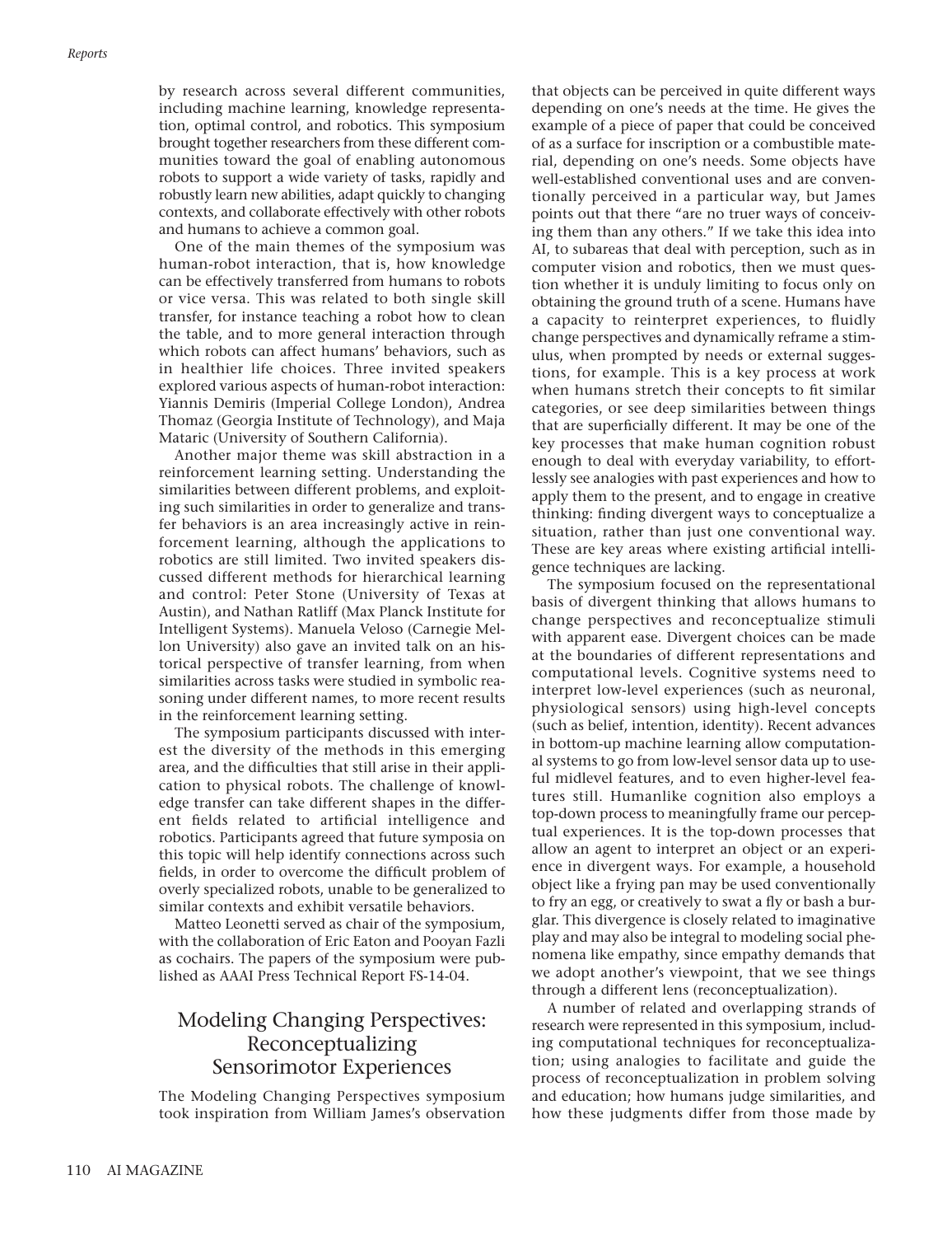by research across several different communities, including machine learning, knowledge representation, optimal control, and robotics. This symposium brought together researchers from these different communities toward the goal of enabling autonomous robots to support a wide variety of tasks, rapidly and robustly learn new abilities, adapt quickly to changing contexts, and collaborate effectively with other robots and humans to achieve a common goal.

One of the main themes of the symposium was human-robot interaction, that is, how knowledge can be effectively transferred from humans to robots or vice versa. This was related to both single skill transfer, for instance teaching a robot how to clean the table, and to more general interaction through which robots can affect humans' behaviors, such as in healthier life choices. Three invited speakers explored various aspects of human-robot interaction: Yiannis Demiris (Imperial College London), Andrea Thomaz (Georgia Institute of Technology), and Maja Mataric (University of Southern California).

Another major theme was skill abstraction in a reinforcement learning setting. Understanding the similarities between different problems, and exploiting such similarities in order to generalize and transfer behaviors is an area increasingly active in reinforcement learning, although the applications to robotics are still limited. Two invited speakers discussed different methods for hierarchical learning and control: Peter Stone (University of Texas at Austin), and Nathan Ratliff (Max Planck Institute for Intelligent Systems). Manuela Veloso (Carnegie Mellon University) also gave an invited talk on an historical perspective of transfer learning, from when similarities across tasks were studied in symbolic reasoning under different names, to more recent results in the reinforcement learning setting.

The symposium participants discussed with interest the diversity of the methods in this emerging area, and the difficulties that still arise in their application to physical robots. The challenge of knowledge transfer can take different shapes in the different fields related to artificial intelligence and robotics. Participants agreed that future symposia on this topic will help identify connections across such fields, in order to overcome the difficult problem of overly specialized robots, unable to be generalized to similar contexts and exhibit versatile behaviors.

Matteo Leonetti served as chair of the symposium, with the collaboration of Eric Eaton and Pooyan Fazli as cochairs. The papers of the symposium were published as AAAI Press Technical Report FS-14-04.

## Modeling Changing Perspectives: Reconceptualizing Sensorimotor Experiences

The Modeling Changing Perspectives symposium took inspiration from William James's observation that objects can be perceived in quite different ways depending on one's needs at the time. He gives the example of a piece of paper that could be conceived of as a surface for inscription or a combustible material, depending on one's needs. Some objects have well-established conventional uses and are conventionally perceived in a particular way, but James points out that there "are no truer ways of conceiving them than any others." If we take this idea into AI, to subareas that deal with perception, such as in computer vision and robotics, then we must question whether it is unduly limiting to focus only on obtaining the ground truth of a scene. Humans have a capacity to reinterpret experiences, to fluidly change perspectives and dynamically reframe a stimulus, when prompted by needs or external suggestions, for example. This is a key process at work when humans stretch their concepts to fit similar categories, or see deep similarities between things that are superficially different. It may be one of the key processes that make human cognition robust enough to deal with everyday variability, to effortlessly see analogies with past experiences and how to apply them to the present, and to engage in creative thinking: finding divergent ways to conceptualize a situation, rather than just one conventional way. These are key areas where existing artificial intelligence techniques are lacking.

The symposium focused on the representational basis of divergent thinking that allows humans to change perspectives and reconceptualize stimuli with apparent ease. Divergent choices can be made at the boundaries of different representations and computational levels. Cognitive systems need to interpret low-level experiences (such as neuronal, physiological sensors) using high-level concepts (such as belief, intention, identity). Recent advances in bottom-up machine learning allow computational systems to go from low-level sensor data up to useful midlevel features, and to even higher-level features still. Humanlike cognition also employs a top-down process to meaningfully frame our perceptual experiences. It is the top-down processes that allow an agent to interpret an object or an experience in divergent ways. For example, a household object like a frying pan may be used conventionally to fry an egg, or creatively to swat a fly or bash a burglar. This divergence is closely related to imaginative play and may also be integral to modeling social phenomena like empathy, since empathy demands that we adopt another's viewpoint, that we see things through a different lens (reconceptualization).

A number of related and overlapping strands of research were represented in this symposium, including computational techniques for reconceptualization; using analogies to facilitate and guide the process of reconceptualization in problem solving and education; how humans judge similarities, and how these judgments differ from those made by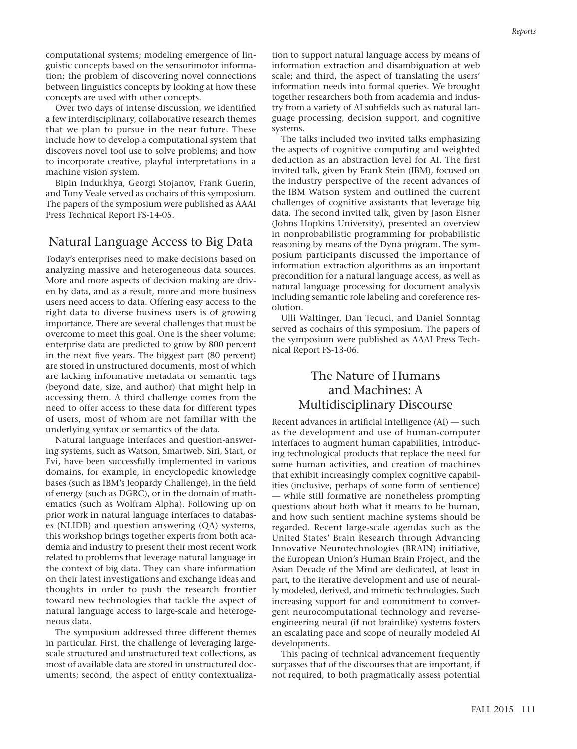computational systems; modeling emergence of linguistic concepts based on the sensorimotor information; the problem of discovering novel connections between linguistics concepts by looking at how these concepts are used with other concepts.

Over two days of intense discussion, we identified a few interdisciplinary, collaborative research themes that we plan to pursue in the near future. These include how to develop a computational system that discovers novel tool use to solve problems; and how to incorporate creative, playful interpretations in a machine vision system.

Bipin Indurkhya, Georgi Stojanov, Frank Guerin, and Tony Veale served as cochairs of this symposium. The papers of the symposium were published as AAAI Press Technical Report FS-14-05.

## Natural Language Access to Big Data

Today's enterprises need to make decisions based on analyzing massive and heterogeneous data sources. More and more aspects of decision making are driven by data, and as a result, more and more business users need access to data. Offering easy access to the right data to diverse business users is of growing importance. There are several challenges that must be overcome to meet this goal. One is the sheer volume: enterprise data are predicted to grow by 800 percent in the next five years. The biggest part (80 percent) are stored in unstructured documents, most of which are lacking informative metadata or semantic tags (beyond date, size, and author) that might help in accessing them. A third challenge comes from the need to offer access to these data for different types of users, most of whom are not familiar with the underlying syntax or semantics of the data.

Natural language interfaces and question-answering systems, such as Watson, Smartweb, Siri, Start, or Evi, have been successfully implemented in various domains, for example, in encyclopedic knowledge bases (such as IBM's Jeopardy Challenge), in the field of energy (such as DGRC), or in the domain of mathematics (such as Wolfram Alpha). Following up on prior work in natural language interfaces to databases (NLIDB) and question answering (QA) systems, this workshop brings together experts from both academia and industry to present their most recent work related to problems that leverage natural language in the context of big data. They can share information on their latest investigations and exchange ideas and thoughts in order to push the research frontier toward new technologies that tackle the aspect of natural language access to large-scale and heterogeneous data.

The symposium addressed three different themes in particular. First, the challenge of leveraging large-scale structured and unstructured text collections, as most of available data are stored in unstructured documents; second, the aspect of entity contextualization to support natural language access by means of information extraction and disambiguation at web scale; and third, the aspect of translating the users' information needs into formal queries. We brought together researchers both from academia and industry from a variety of AI subfields such as natural language processing, decision support, and cognitive systems.

The talks included two invited talks emphasizing the aspects of cognitive computing and weighted deduction as an abstraction level for AI. The first invited talk, given by Frank Stein (IBM), focused on the industry perspective of the recent advances of the IBM Watson system and outlined the current challenges of cognitive assistants that leverage big data. The second invited talk, given by Jason Eisner (Johns Hopkins University), presented an overview in nonprobabilistic programming for probabilistic reasoning by means of the Dyna program. The symposium participants discussed the importance of information extraction algorithms as an important precondition for a natural language access, as well as natural language processing for document analysis including semantic role labeling and coreference resolution.

Ulli Waltinger, Dan Tecuci, and Daniel Sonntag served as cochairs of this symposium. The papers of the symposium were published as AAAI Press Technical Report FS-13-06.

## The Nature of Humans and Machines: A Multidisciplinary Discourse

Recent advances in artificial intelligence (AI) — such as the development and use of human-computer interfaces to augment human capabilities, introducing technological products that replace the need for some human activities, and creation of machines that exhibit increasingly complex cognitive capabilities (inclusive, perhaps of some form of sentience) — while still formative are nonetheless prompting questions about both what it means to be human, and how such sentient machine systems should be regarded. Recent large-scale agendas such as the United States' Brain Research through Advancing Innovative Neurotechnologies (BRAIN) initiative, the European Union's Human Brain Project, and the Asian Decade of the Mind are dedicated, at least in part, to the iterative development and use of neurally modeled, derived, and mimetic technologies. Such increasing support for and commitment to convergent neurocomputational technology and reverse-engineering neural (if not brainlike) systems fosters an escalating pace and scope of neurally modeled AI developments.

This pacing of technical advancement frequently surpasses that of the discourses that are important, if not required, to both pragmatically assess potential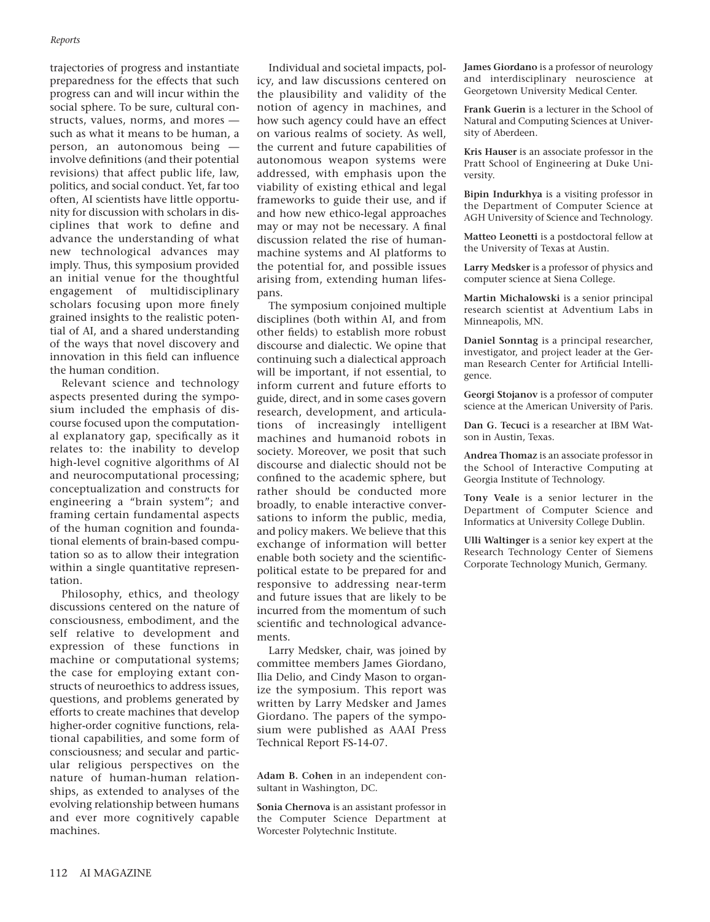trajectories of progress and instantiate preparedness for the effects that such progress can and will incur within the social sphere. To be sure, cultural constructs, values, norms, and mores — such as what it means to be human, a person, an autonomous being — involve definitions (and their potential revisions) that affect public life, law, politics, and social conduct. Yet, far too often, AI scientists have little opportunity for discussion with scholars in disciplines that work to define and advance the understanding of what new technological advances may imply. Thus, this symposium provided an initial venue for the thoughtful engagement of multidisciplinary scholars focusing upon more finely grained insights to the realistic potential of AI, and a shared understanding of the ways that novel discovery and innovation in this field can influence the human condition.

Relevant science and technology aspects presented during the symposium included the emphasis of discourse focused upon the computational explanatory gap, specifically as it relates to: the inability to develop high-level cognitive algorithms of AI and neurocomputational processing; conceptualization and constructs for engineering a "brain system"; and framing certain fundamental aspects of the human cognition and foundational elements of brain-based computation so as to allow their integration within a single quantitative representation.

Philosophy, ethics, and theology discussions centered on the nature of consciousness, embodiment, and the self relative to development and expression of these functions in machine or computational systems; the case for employing extant constructs of neuroethics to address issues, questions, and problems generated by efforts to create machines that develop higher-order cognitive functions, relational capabilities, and some form of consciousness; and secular and particular religious perspectives on the nature of human-human relationships, as extended to analyses of the evolving relationship between humans and ever more cognitively capable machines.

Individual and societal impacts, policy, and law discussions centered on the plausibility and validity of the notion of agency in machines, and how such agency could have an effect on various realms of society. As well, the current and future capabilities of autonomous weapon systems were addressed, with emphasis upon the viability of existing ethical and legal frameworks to guide their use, and if and how new ethico-legal approaches may or may not be necessary. A final discussion related the rise of human-machine systems and AI platforms to the potential for, and possible issues arising from, extending human lifespans.

The symposium conjoined multiple disciplines (both within AI, and from other fields) to establish more robust discourse and dialectic. We opine that continuing such a dialectical approach will be important, if not essential, to inform current and future efforts to guide, direct, and in some cases govern research, development, and articulations of increasingly intelligent machines and humanoid robots in society. Moreover, we posit that such discourse and dialectic should not be confined to the academic sphere, but rather should be conducted more broadly, to enable interactive conversations to inform the public, media, and policy makers. We believe that this exchange of information will better enable both society and the scientific-political estate to be prepared for and responsive to addressing near-term and future issues that are likely to be incurred from the momentum of such scientific and technological advancements.

Larry Medsker, chair, was joined by committee members James Giordano, Ilia Delio, and Cindy Mason to organize the symposium. This report was written by Larry Medsker and James Giordano. The papers of the symposium were published as AAAI Press Technical Report FS-14-07.

**Adam B. Cohen** in an independent consultant in Washington, DC.

**Sonia Chernova** is an assistant professor in the Computer Science Department at Worcester Polytechnic Institute.

**James Giordano** is a professor of neurology and interdisciplinary neuroscience at Georgetown University Medical Center.

**Frank Guerin** is a lecturer in the School of Natural and Computing Sciences at University of Aberdeen.

**Kris Hauser** is an associate professor in the Pratt School of Engineering at Duke University.

**Bipin Indurkhya** is a visiting professor in the Department of Computer Science at AGH University of Science and Technology.

**Matteo Leonetti** is a postdoctoral fellow at the University of Texas at Austin.

**Larry Medsker** is a professor of physics and computer science at Siena College.

**Martin Michalowski** is a senior principal research scientist at Adventium Labs in Minneapolis, MN.

**Daniel Sonntag** is a principal researcher, investigator, and project leader at the German Research Center for Artificial Intelligence.

**Georgi Stojanov** is a professor of computer science at the American University of Paris.

**Dan G. Tecuci** is a researcher at IBM Watson in Austin, Texas.

**Andrea Thomaz** is an associate professor in the School of Interactive Computing at Georgia Institute of Technology.

**Tony Veale** is a senior lecturer in the Department of Computer Science and Informatics at University College Dublin.

**Ulli Waltinger** is a senior key expert at the Research Technology Center of Siemens Corporate Technology Munich, Germany.